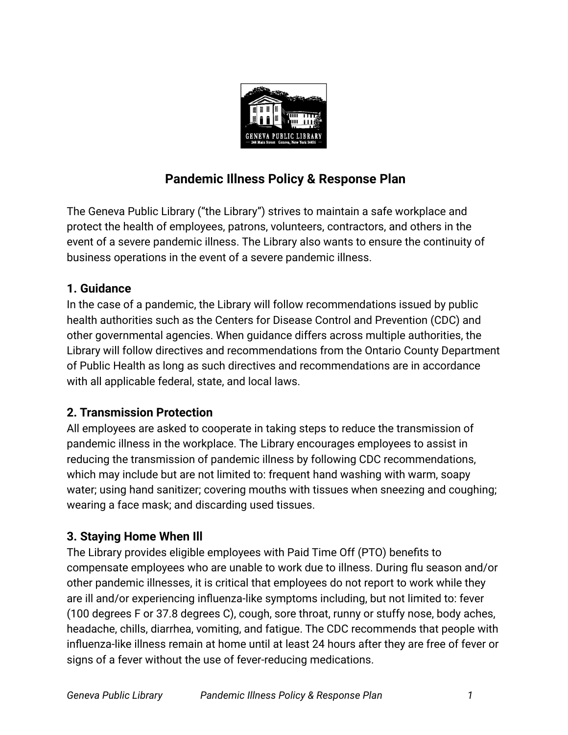# Pandemic Illness Policy & Response Plan

The Geneva Public Library ("the Library") strives to maintain a safe workplace and protect the health of employees, patrons, volunteers, contractors, and others in the event of a severe pandemic illness. The Library also wants to ensure the continuity of business operations in the event of a severe pandemic illness.

## 1. Guidance

In the case of a pandemic, the Library will follow recommendations issued by public health authorities such as the Centers for Disease Control and Prevention (CDC) and other governmental agencies. When guidance differs across multiple authorities, the Library will follow directives and recommendations from the Ontario County Department of Public Health as long as such directives and recommendations are in accordance with all applicable federal, state, and local laws.

## 2. Transmission Protection

All employees are asked to cooperate in taking steps to reduce the transmission of pandemic illness in the workplace. The Library encourages employees to assist in reducing the transmission of pandemic illness by following CDC recommendations, which may include but are not limited to: frequent hand washing with warm, soapy water; using hand sanitizer; covering mouths with tissues when sneezing and coughing; wearing a face mask; and discarding used tissues.

## 3. Staying Home When Ill

The Library provides eligible employees with Paid Time Off (PTO) benefits to compensate employees who are unable to work due to illness. During flu season and/or other pandemic illnesses, it is critical that employees do not report to work while they are ill and/or experiencing influenza-like symptoms including, but not limited to: fever (100 degrees F or 37.8 degrees C), cough, sore throat, runny or stuffy nose, body aches, headache, chills, diarrhea, vomiting, and fatigue. The CDC recommends that people with influenza-like illness remain at home until at least 24 hours after they are free of fever or signs of a fever without the use of fever-reducing medications.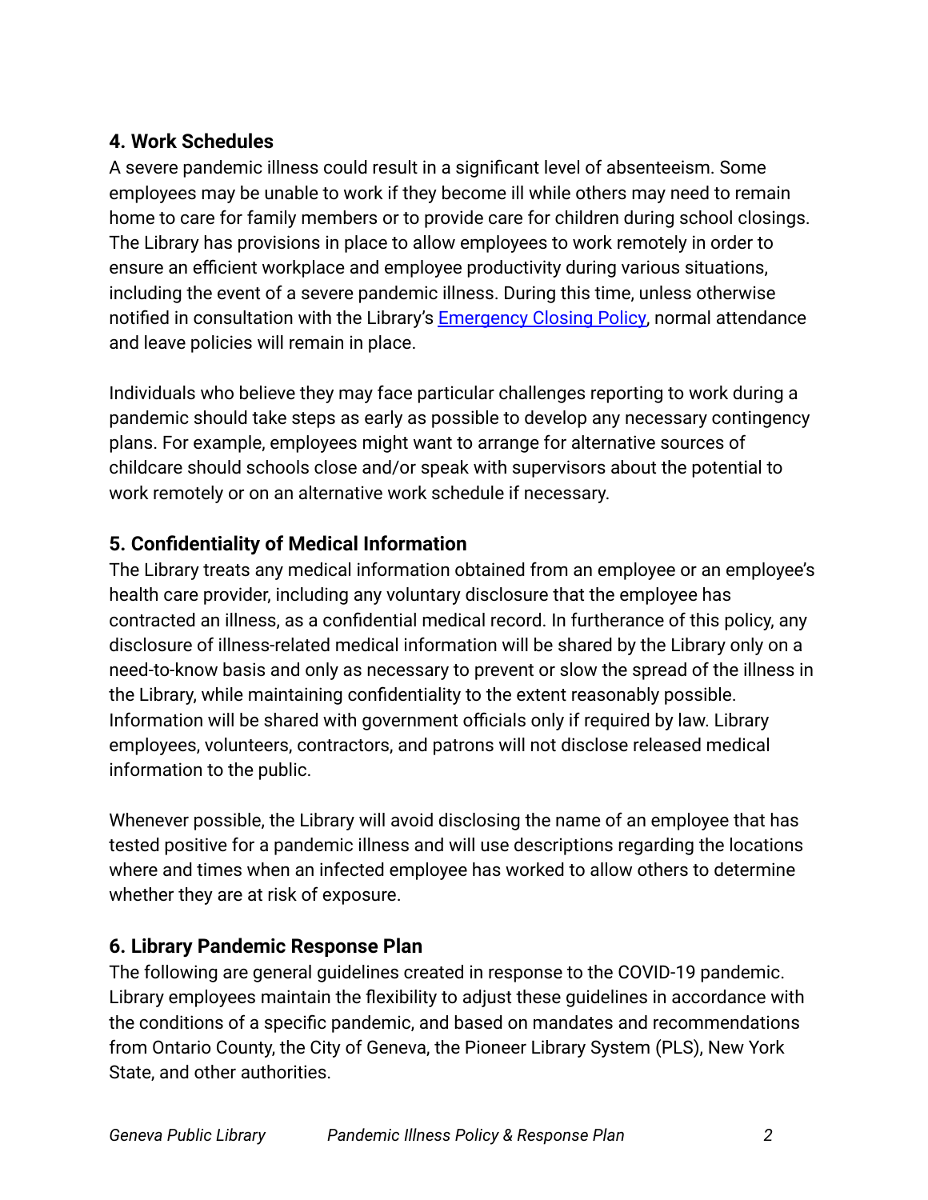## 4. Work Schedules

A severe pandemic illness could result in a significant level of absenteeism. Some employees may be unable to work if they become ill while others may need to remain home to care for family members or to provide care for children during school closings. The Library has provisions in place to allow employees to work remotely in order to ensure an efficient workplace and employee productivity during various situations, including the event of a severe pandemic illness. During this time, unless otherwise notified in consultation with the Library's Emergency Closing Policy, normal attendance and leave policies will remain in place.

Individuals who believe they may face particular challenges reporting to work during a pandemic should take steps as early as possible to develop any necessary contingency plans. For example, employees might want to arrange for alternative sources of childcare should schools close and/or speak with supervisors about the potential to work remotely or on an alternative work schedule if necessary.

## 5. Confidentiality of Medical Information

The Library treats any medical information obtained from an employee or an employee's health care provider, including any voluntary disclosure that the employee has contracted an illness, as a confidential medical record. In furtherance of this policy, any disclosure of illness-related medical information will be shared by the Library only on a need-to-know basis and only as necessary to prevent or slow the spread of the illness in the Library, while maintaining confidentiality to the extent reasonably possible. Information will be shared with government officials only if required by law. Library employees, volunteers, contractors, and patrons will not disclose released medical information to the public.

Whenever possible, the Library will avoid disclosing the name of an employee that has tested positive for a pandemic illness and will use descriptions regarding the locations where and times when an infected employee has worked to allow others to determine whether they are at risk of exposure.

## 6. Library Pandemic Response Plan

The following are general guidelines created in response to the COVID-19 pandemic. Library employees maintain the flexibility to adjust these guidelines in accordance with the conditions of a specific pandemic, and based on mandates and recommendations from Ontario County, the City of Geneva, the Pioneer Library System (PLS), New York State, and other authorities.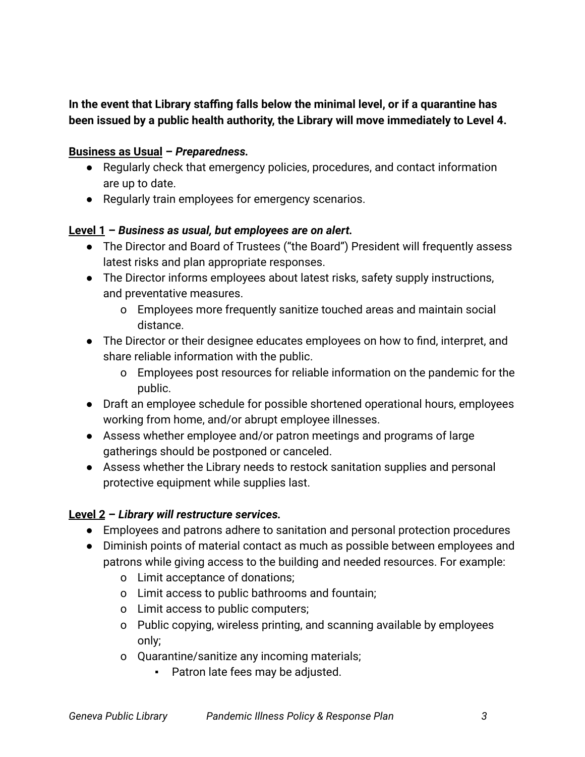**In the event that Library staffing falls below the minimal level, or if a quarantine has been issued by a public health authority, the Library will move immediately to Level 4.**

**<u>Business as Usual</u> – *Preparedness.***

- Regularly check that emergency policies, procedures, and contact information are up to date.
- Regularly train employees for emergency scenarios.

**<u>Level 1</u> – *Business as usual, but employees are on alert.***

- The Director and Board of Trustees ("the Board") President will frequently assess latest risks and plan appropriate responses.
- The Director informs employees about latest risks, safety supply instructions, and preventative measures.
  - o Employees more frequently sanitize touched areas and maintain social distance.
- The Director or their designee educates employees on how to find, interpret, and share reliable information with the public.
  - o Employees post resources for reliable information on the pandemic for the public.
- Draft an employee schedule for possible shortened operational hours, employees working from home, and/or abrupt employee illnesses.
- Assess whether employee and/or patron meetings and programs of large gatherings should be postponed or canceled.
- Assess whether the Library needs to restock sanitation supplies and personal protective equipment while supplies last.

**<u>Level 2</u> – *Library will restructure services.***

- Employees and patrons adhere to sanitation and personal protection procedures
- Diminish points of material contact as much as possible between employees and patrons while giving access to the building and needed resources. For example:
  - o Limit acceptance of donations;
  - o Limit access to public bathrooms and fountain;
  - o Limit access to public computers;
  - o Public copying, wireless printing, and scanning available by employees only;
  - o Quarantine/sanitize any incoming materials;
    - ▪ Patron late fees may be adjusted.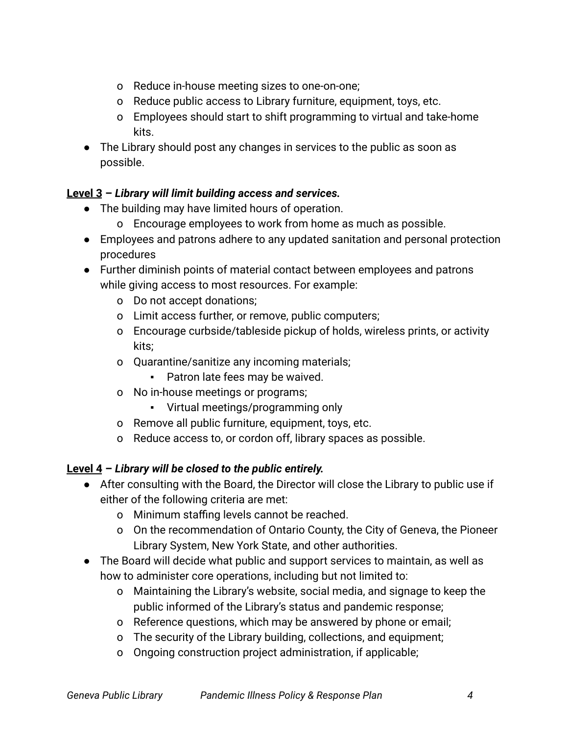- Reduce in-house meeting sizes to one-on-one;
    - Reduce public access to Library furniture, equipment, toys, etc.
    - Employees should start to shift programming to virtual and take-home kits.
- The Library should post any changes in services to the public as soon as possible.

**<u>Level 3</u> – *Library will limit building access and services.***

- The building may have limited hours of operation.
    - Encourage employees to work from home as much as possible.
- Employees and patrons adhere to any updated sanitation and personal protection procedures
- Further diminish points of material contact between employees and patrons while giving access to most resources. For example:
    - Do not accept donations;
    - Limit access further, or remove, public computers;
    - Encourage curbside/tableside pickup of holds, wireless prints, or activity kits;
    - Quarantine/sanitize any incoming materials;
        - Patron late fees may be waived.
    - No in-house meetings or programs;
        - Virtual meetings/programming only
    - Remove all public furniture, equipment, toys, etc.
    - Reduce access to, or cordon off, library spaces as possible.

**<u>Level 4</u> – *Library will be closed to the public entirely.***

- After consulting with the Board, the Director will close the Library to public use if either of the following criteria are met:
    - Minimum staffing levels cannot be reached.
    - On the recommendation of Ontario County, the City of Geneva, the Pioneer Library System, New York State, and other authorities.
- The Board will decide what public and support services to maintain, as well as how to administer core operations, including but not limited to:
    - Maintaining the Library's website, social media, and signage to keep the public informed of the Library's status and pandemic response;
    - Reference questions, which may be answered by phone or email;
    - The security of the Library building, collections, and equipment;
    - Ongoing construction project administration, if applicable;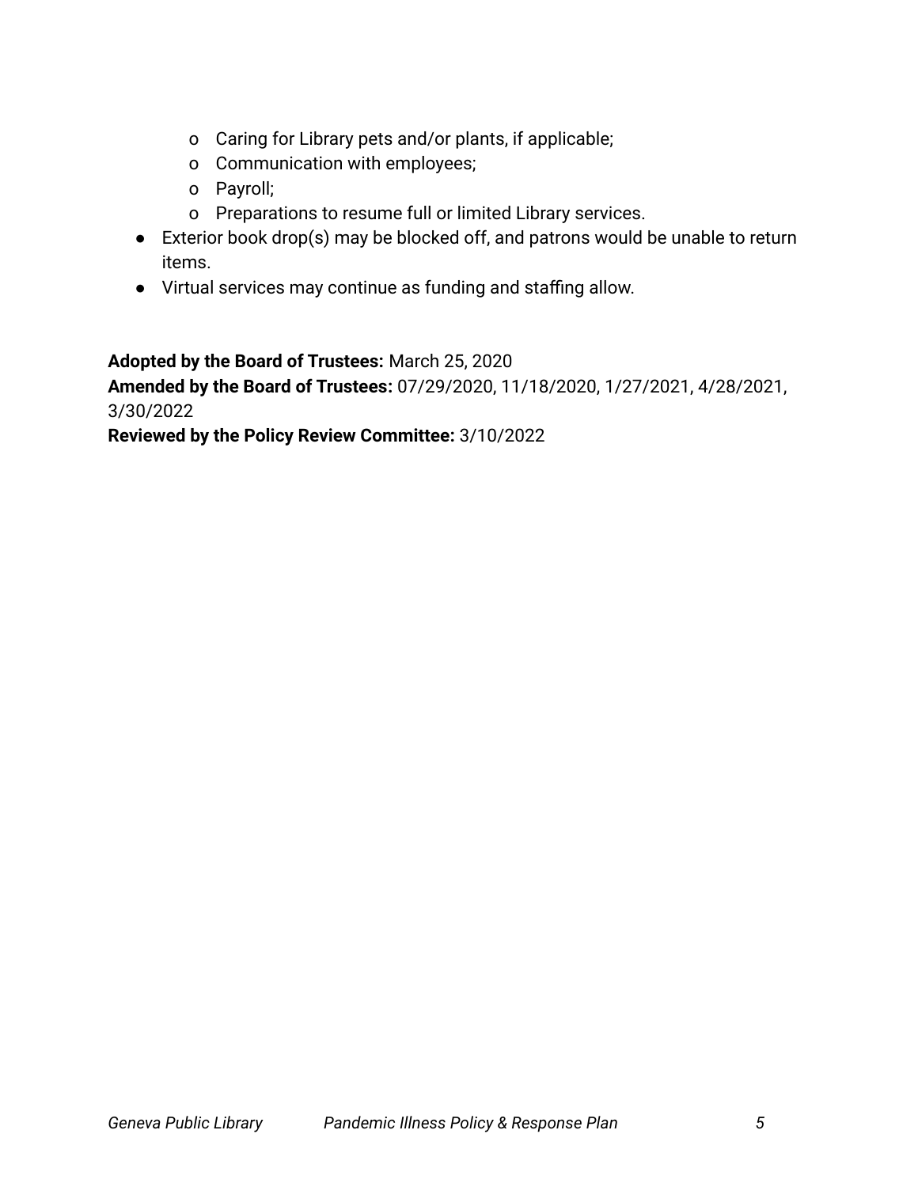- Caring for Library pets and/or plants, if applicable;
    - Communication with employees;
    - Payroll;
    - Preparations to resume full or limited Library services.
- Exterior book drop(s) may be blocked off, and patrons would be unable to return items.
- Virtual services may continue as funding and staffing allow.

**Adopted by the Board of Trustees:** March 25, 2020
**Amended by the Board of Trustees:** 07/29/2020, 11/18/2020, 1/27/2021, 4/28/2021, 3/30/2022
**Reviewed by the Policy Review Committee:** 3/10/2022